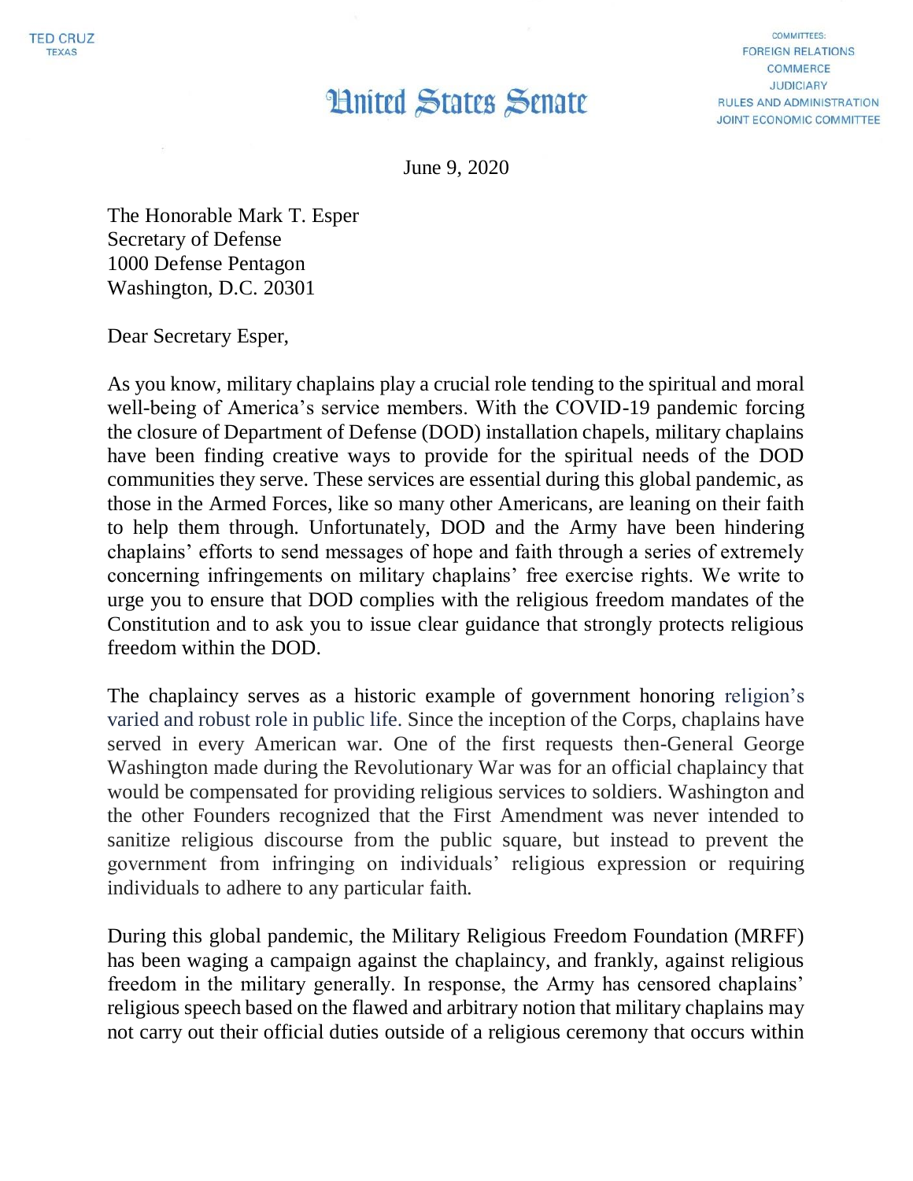TED CRUZ
TEXAS

COMMITTEES:
FOREIGN RELATIONS
COMMERCE
JUDICIARY
RULES AND ADMINISTRATION
JOINT ECONOMIC COMMITTEE

# United States Senate

June 9, 2020

The Honorable Mark T. Esper
Secretary of Defense
1000 Defense Pentagon
Washington, D.C. 20301

Dear Secretary Esper,

As you know, military chaplains play a crucial role tending to the spiritual and moral well-being of America's service members. With the COVID-19 pandemic forcing the closure of Department of Defense (DOD) installation chapels, military chaplains have been finding creative ways to provide for the spiritual needs of the DOD communities they serve. These services are essential during this global pandemic, as those in the Armed Forces, like so many other Americans, are leaning on their faith to help them through. Unfortunately, DOD and the Army have been hindering chaplains' efforts to send messages of hope and faith through a series of extremely concerning infringements on military chaplains' free exercise rights. We write to urge you to ensure that DOD complies with the religious freedom mandates of the Constitution and to ask you to issue clear guidance that strongly protects religious freedom within the DOD.

The chaplaincy serves as a historic example of government honoring religion's varied and robust role in public life. Since the inception of the Corps, chaplains have served in every American war. One of the first requests then-General George Washington made during the Revolutionary War was for an official chaplaincy that would be compensated for providing religious services to soldiers. Washington and the other Founders recognized that the First Amendment was never intended to sanitize religious discourse from the public square, but instead to prevent the government from infringing on individuals' religious expression or requiring individuals to adhere to any particular faith.

During this global pandemic, the Military Religious Freedom Foundation (MRFF) has been waging a campaign against the chaplaincy, and frankly, against religious freedom in the military generally. In response, the Army has censored chaplains' religious speech based on the flawed and arbitrary notion that military chaplains may not carry out their official duties outside of a religious ceremony that occurs within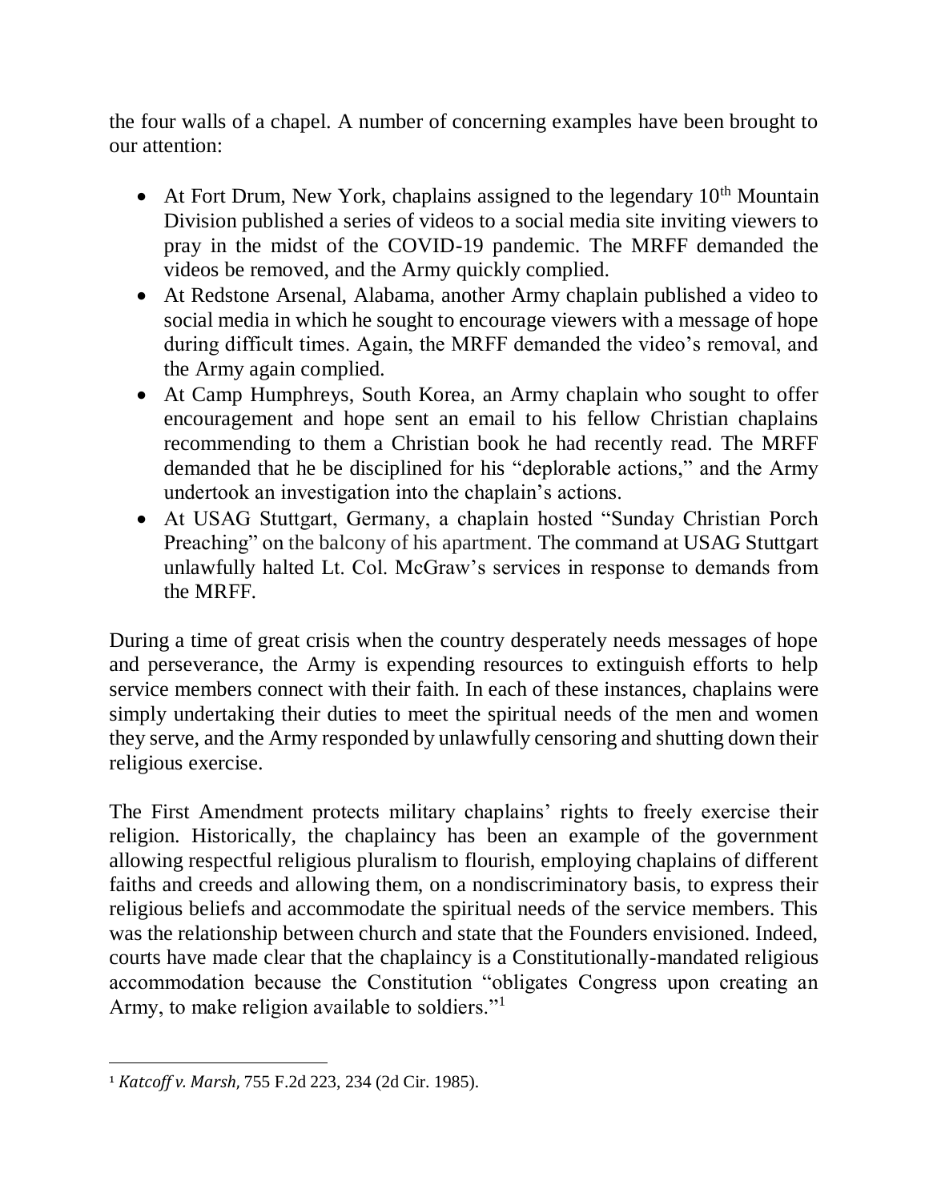the four walls of a chapel. A number of concerning examples have been brought to our attention:

- At Fort Drum, New York, chaplains assigned to the legendary 10th Mountain Division published a series of videos to a social media site inviting viewers to pray in the midst of the COVID-19 pandemic. The MRFF demanded the videos be removed, and the Army quickly complied.
- At Redstone Arsenal, Alabama, another Army chaplain published a video to social media in which he sought to encourage viewers with a message of hope during difficult times. Again, the MRFF demanded the video's removal, and the Army again complied.
- At Camp Humphreys, South Korea, an Army chaplain who sought to offer encouragement and hope sent an email to his fellow Christian chaplains recommending to them a Christian book he had recently read. The MRFF demanded that he be disciplined for his "deplorable actions," and the Army undertook an investigation into the chaplain's actions.
- At USAG Stuttgart, Germany, a chaplain hosted "Sunday Christian Porch Preaching" on the balcony of his apartment. The command at USAG Stuttgart unlawfully halted Lt. Col. McGraw's services in response to demands from the MRFF.

During a time of great crisis when the country desperately needs messages of hope and perseverance, the Army is expending resources to extinguish efforts to help service members connect with their faith. In each of these instances, chaplains were simply undertaking their duties to meet the spiritual needs of the men and women they serve, and the Army responded by unlawfully censoring and shutting down their religious exercise.

The First Amendment protects military chaplains' rights to freely exercise their religion. Historically, the chaplaincy has been an example of the government allowing respectful religious pluralism to flourish, employing chaplains of different faiths and creeds and allowing them, on a nondiscriminatory basis, to express their religious beliefs and accommodate the spiritual needs of the service members. This was the relationship between church and state that the Founders envisioned. Indeed, courts have made clear that the chaplaincy is a Constitutionally-mandated religious accommodation because the Constitution "obligates Congress upon creating an Army, to make religion available to soldiers."[1]

---

[1] *Katcoff v. Marsh,* 755 F.2d 223, 234 (2d Cir. 1985).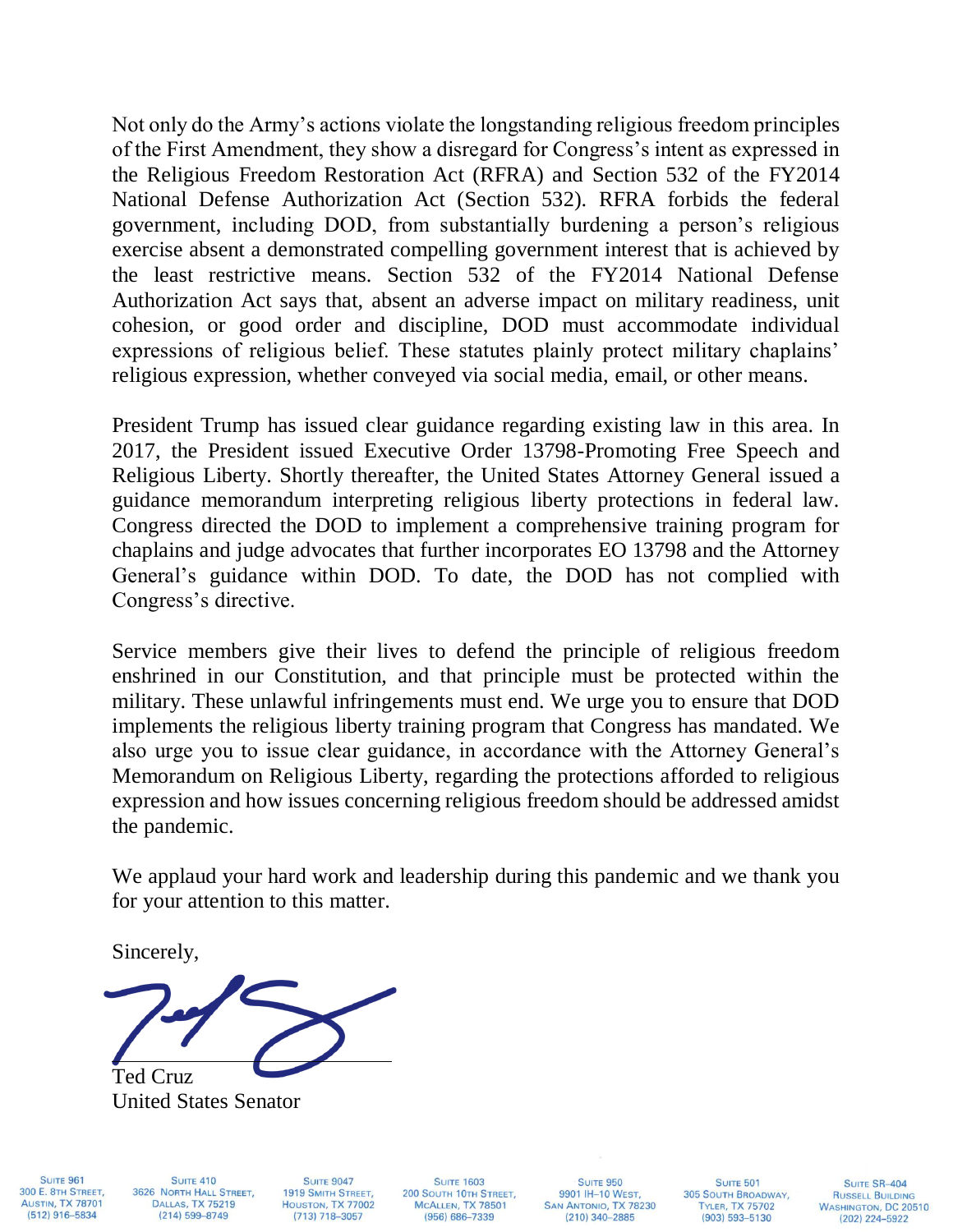Not only do the Army's actions violate the longstanding religious freedom principles of the First Amendment, they show a disregard for Congress's intent as expressed in the Religious Freedom Restoration Act (RFRA) and Section 532 of the FY2014 National Defense Authorization Act (Section 532). RFRA forbids the federal government, including DOD, from substantially burdening a person's religious exercise absent a demonstrated compelling government interest that is achieved by the least restrictive means. Section 532 of the FY2014 National Defense Authorization Act says that, absent an adverse impact on military readiness, unit cohesion, or good order and discipline, DOD must accommodate individual expressions of religious belief. These statutes plainly protect military chaplains' religious expression, whether conveyed via social media, email, or other means.

President Trump has issued clear guidance regarding existing law in this area. In 2017, the President issued Executive Order 13798-Promoting Free Speech and Religious Liberty. Shortly thereafter, the United States Attorney General issued a guidance memorandum interpreting religious liberty protections in federal law. Congress directed the DOD to implement a comprehensive training program for chaplains and judge advocates that further incorporates EO 13798 and the Attorney General's guidance within DOD. To date, the DOD has not complied with Congress's directive.

Service members give their lives to defend the principle of religious freedom enshrined in our Constitution, and that principle must be protected within the military. These unlawful infringements must end. We urge you to ensure that DOD implements the religious liberty training program that Congress has mandated. We also urge you to issue clear guidance, in accordance with the Attorney General's Memorandum on Religious Liberty, regarding the protections afforded to religious expression and how issues concerning religious freedom should be addressed amidst the pandemic.

We applaud your hard work and leadership during this pandemic and we thank you for your attention to this matter.

Sincerely,

Ted Cruz
United States Senator

Suite 961
300 E. 8th Street,
Austin, TX 78701
(512) 916–5834

Suite 410
3626 North Hall Street,
Dallas, TX 75219
(214) 599–8749

Suite 9047
1919 Smith Street,
Houston, TX 77002
(713) 718–3057

Suite 1603
200 South 10th Street,
McAllen, TX 78501
(956) 686–7339

Suite 950
9901 IH–10 West,
San Antonio, TX 78230
(210) 340–2885

Suite 501
305 South Broadway,
Tyler, TX 75702
(903) 593–5130

Suite SR–404
Russell Building
Washington, DC 20510
(202) 224–5922